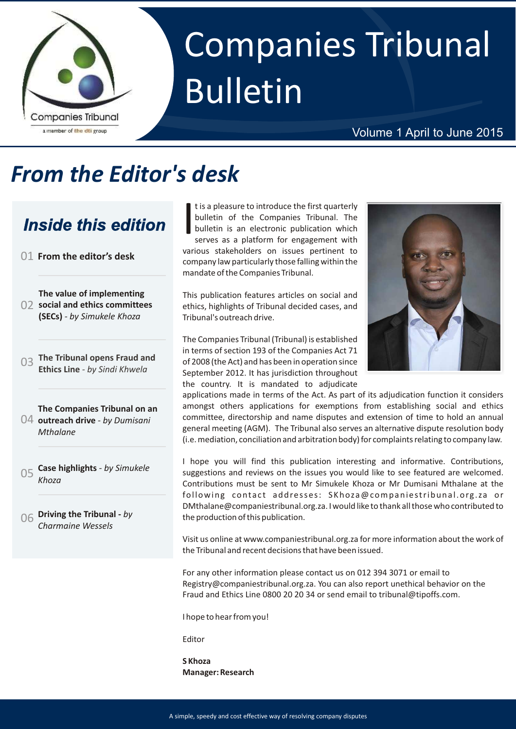# Companies Tribunal Bulletin

Volume 1 April to June 2015

## From the Editor's desk

### Inside this edition

01 **From the editor's desk**

02 **The value of implementing social and ethics committees (SECs)** - *by Simukele Khoza*

03 **The Tribunal opens Fraud and Ethics Line** - *by Sindi Khwela*

04 **The Companies Tribunal on an outreach drive** - *by Dumisani Mthalane*

05 **Case highlights** - *by Simukele Khoza*

06 **Driving the Tribunal** - *by Charmaine Wessels*

It is a pleasure to introduce the first quarterly bulletin of the Companies Tribunal. The bulletin is an electronic publication which serves as a platform for engagement with various stakeholders on issues pertinent to company law particularly those falling within the mandate of the Companies Tribunal.

This publication features articles on social and ethics, highlights of Tribunal decided cases, and Tribunal's outreach drive.

The Companies Tribunal (Tribunal) is established in terms of section 193 of the Companies Act 71 of 2008 (the Act) and has been in operation since September 2012. It has jurisdiction throughout the country. It is mandated to adjudicate applications made in terms of the Act. As part of its adjudication function it considers amongst others applications for exemptions from establishing social and ethics committee, directorship and name disputes and extension of time to hold an annual general meeting (AGM). The Tribunal also serves an alternative dispute resolution body (i.e. mediation, conciliation and arbitration body) for complaints relating to company law.

I hope you will find this publication interesting and informative. Contributions, suggestions and reviews on the issues you would like to see featured are welcomed. Contributions must be sent to Mr Simukele Khoza or Mr Dumisani Mthalane at the following contact addresses: SKhoza@companiestribunal.org.za or DMthalane@companiestribunal.org.za. I would like to thank all those who contributed to the production of this publication.

Visit us online at www.companiestribunal.org.za for more information about the work of the Tribunal and recent decisions that have been issued.

For any other information please contact us on 012 394 3071 or email to Registry@companiestribunal.org.za. You can also report unethical behavior on the Fraud and Ethics Line 0800 20 20 34 or send email to tribunal@tipoffs.com.

I hope to hear from you!

Editor

**S Khoza**
**Manager: Research**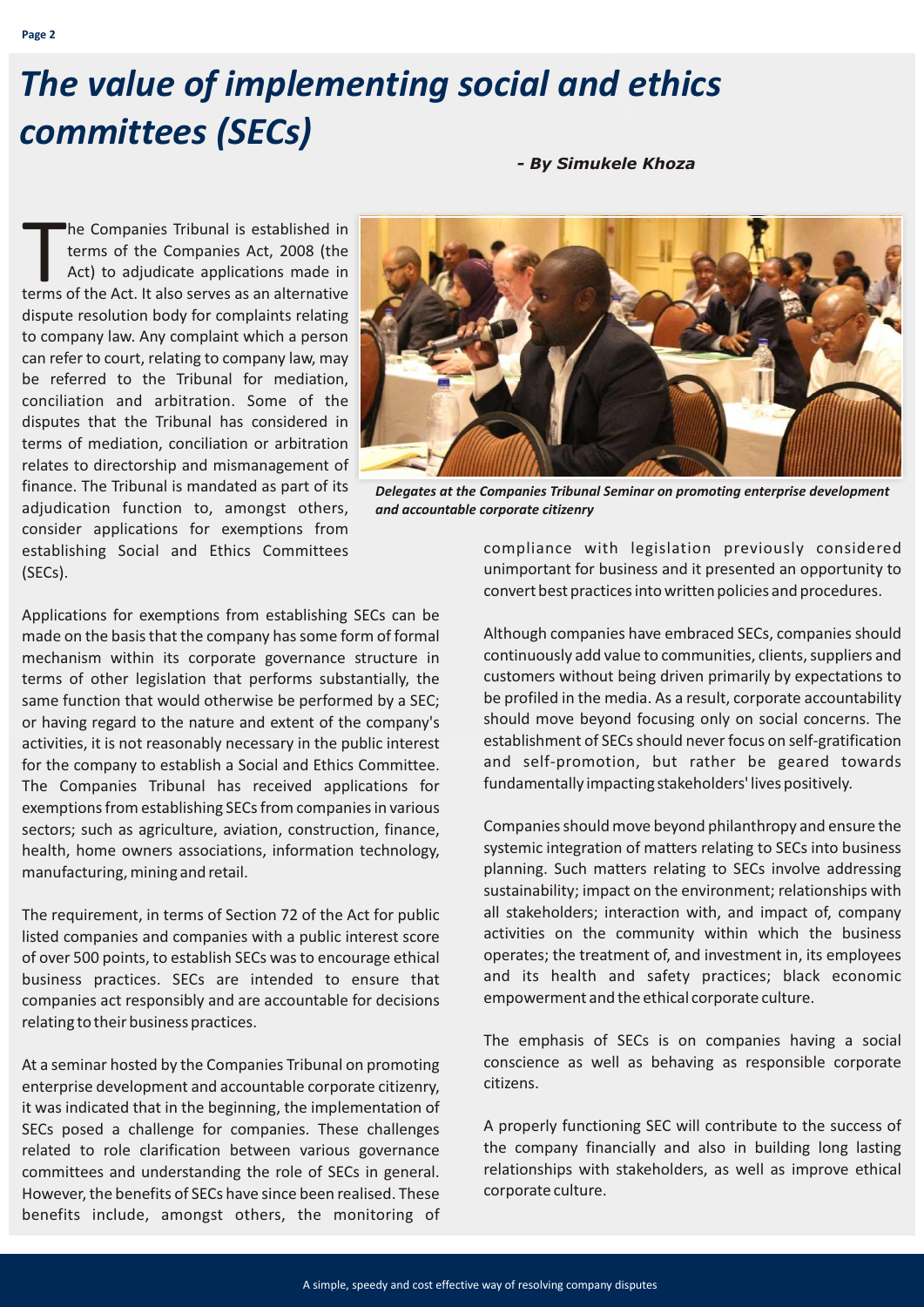# *The value of implementing social and ethics committees (SECs)*

***- By Simukele Khoza***

The Companies Tribunal is established in terms of the Companies Act, 2008 (the Act) to adjudicate applications made in terms of the Act. It also serves as an alternative dispute resolution body for complaints relating to company law. Any complaint which a person can refer to court, relating to company law, may be referred to the Tribunal for mediation, conciliation and arbitration. Some of the disputes that the Tribunal has considered in terms of mediation, conciliation or arbitration relates to directorship and mismanagement of finance. The Tribunal is mandated as part of its adjudication function to, amongst others, consider applications for exemptions from establishing Social and Ethics Committees (SECs).

***Delegates at the Companies Tribunal Seminar on promoting enterprise development and accountable corporate citizenry***

Applications for exemptions from establishing SECs can be made on the basis that the company has some form of formal mechanism within its corporate governance structure in terms of other legislation that performs substantially, the same function that would otherwise be performed by a SEC; or having regard to the nature and extent of the company's activities, it is not reasonably necessary in the public interest for the company to establish a Social and Ethics Committee. The Companies Tribunal has received applications for exemptions from establishing SECs from companies in various sectors; such as agriculture, aviation, construction, finance, health, home owners associations, information technology, manufacturing, mining and retail.

The requirement, in terms of Section 72 of the Act for public listed companies and companies with a public interest score of over 500 points, to establish SECs was to encourage ethical business practices. SECs are intended to ensure that companies act responsibly and are accountable for decisions relating to their business practices.

At a seminar hosted by the Companies Tribunal on promoting enterprise development and accountable corporate citizenry, it was indicated that in the beginning, the implementation of SECs posed a challenge for companies. These challenges related to role clarification between various governance committees and understanding the role of SECs in general. However, the benefits of SECs have since been realised. These benefits include, amongst others, the monitoring of compliance with legislation previously considered unimportant for business and it presented an opportunity to convert best practices into written policies and procedures.

Although companies have embraced SECs, companies should continuously add value to communities, clients, suppliers and customers without being driven primarily by expectations to be profiled in the media. As a result, corporate accountability should move beyond focusing only on social concerns. The establishment of SECs should never focus on self-gratification and self-promotion, but rather be geared towards fundamentally impacting stakeholders' lives positively.

Companies should move beyond philanthropy and ensure the systemic integration of matters relating to SECs into business planning. Such matters relating to SECs involve addressing sustainability; impact on the environment; relationships with all stakeholders; interaction with, and impact of, company activities on the community within which the business operates; the treatment of, and investment in, its employees and its health and safety practices; black economic empowerment and the ethical corporate culture.

The emphasis of SECs is on companies having a social conscience as well as behaving as responsible corporate citizens.

A properly functioning SEC will contribute to the success of the company financially and also in building long lasting relationships with stakeholders, as well as improve ethical corporate culture.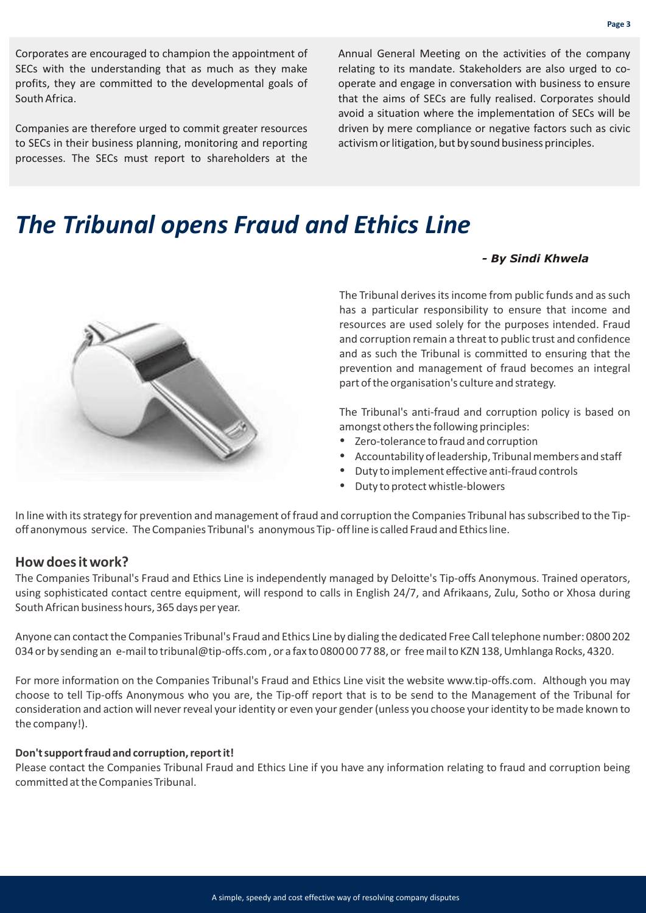Corporates are encouraged to champion the appointment of SECs with the understanding that as much as they make profits, they are committed to the developmental goals of South Africa.

Companies are therefore urged to commit greater resources to SECs in their business planning, monitoring and reporting processes. The SECs must report to shareholders at the Annual General Meeting on the activities of the company relating to its mandate. Stakeholders are also urged to co-operate and engage in conversation with business to ensure that the aims of SECs are fully realised. Corporates should avoid a situation where the implementation of SECs will be driven by mere compliance or negative factors such as civic activism or litigation, but by sound business principles.

# *The Tribunal opens Fraud and Ethics Line*

***- By Sindi Khwela***

The Tribunal derives its income from public funds and as such has a particular responsibility to ensure that income and resources are used solely for the purposes intended. Fraud and corruption remain a threat to public trust and confidence and as such the Tribunal is committed to ensuring that the prevention and management of fraud becomes an integral part of the organisation's culture and strategy.

The Tribunal's anti-fraud and corruption policy is based on amongst others the following principles:

- Zero-tolerance to fraud and corruption
- Accountability of leadership, Tribunal members and staff
- Duty to implement effective anti-fraud controls
- Duty to protect whistle-blowers

In line with its strategy for prevention and management of fraud and corruption the Companies Tribunal has subscribed to the Tip-off anonymous service. The Companies Tribunal's anonymous Tip- off line is called Fraud and Ethics line.

## How does it work?

The Companies Tribunal's Fraud and Ethics Line is independently managed by Deloitte's Tip-offs Anonymous. Trained operators, using sophisticated contact centre equipment, will respond to calls in English 24/7, and Afrikaans, Zulu, Sotho or Xhosa during South African business hours, 365 days per year.

Anyone can contact the Companies Tribunal's Fraud and Ethics Line by dialing the dedicated Free Call telephone number: 0800 202 034 or by sending an e-mail to tribunal@tip-offs.com , or a fax to 0800 00 77 88, or free mail to KZN 138, Umhlanga Rocks, 4320.

For more information on the Companies Tribunal's Fraud and Ethics Line visit the website www.tip-offs.com. Although you may choose to tell Tip-offs Anonymous who you are, the Tip-off report that is to be send to the Management of the Tribunal for consideration and action will never reveal your identity or even your gender (unless you choose your identity to be made known to the company!).

**Don't support fraud and corruption, report it!**

Please contact the Companies Tribunal Fraud and Ethics Line if you have any information relating to fraud and corruption being committed at the Companies Tribunal.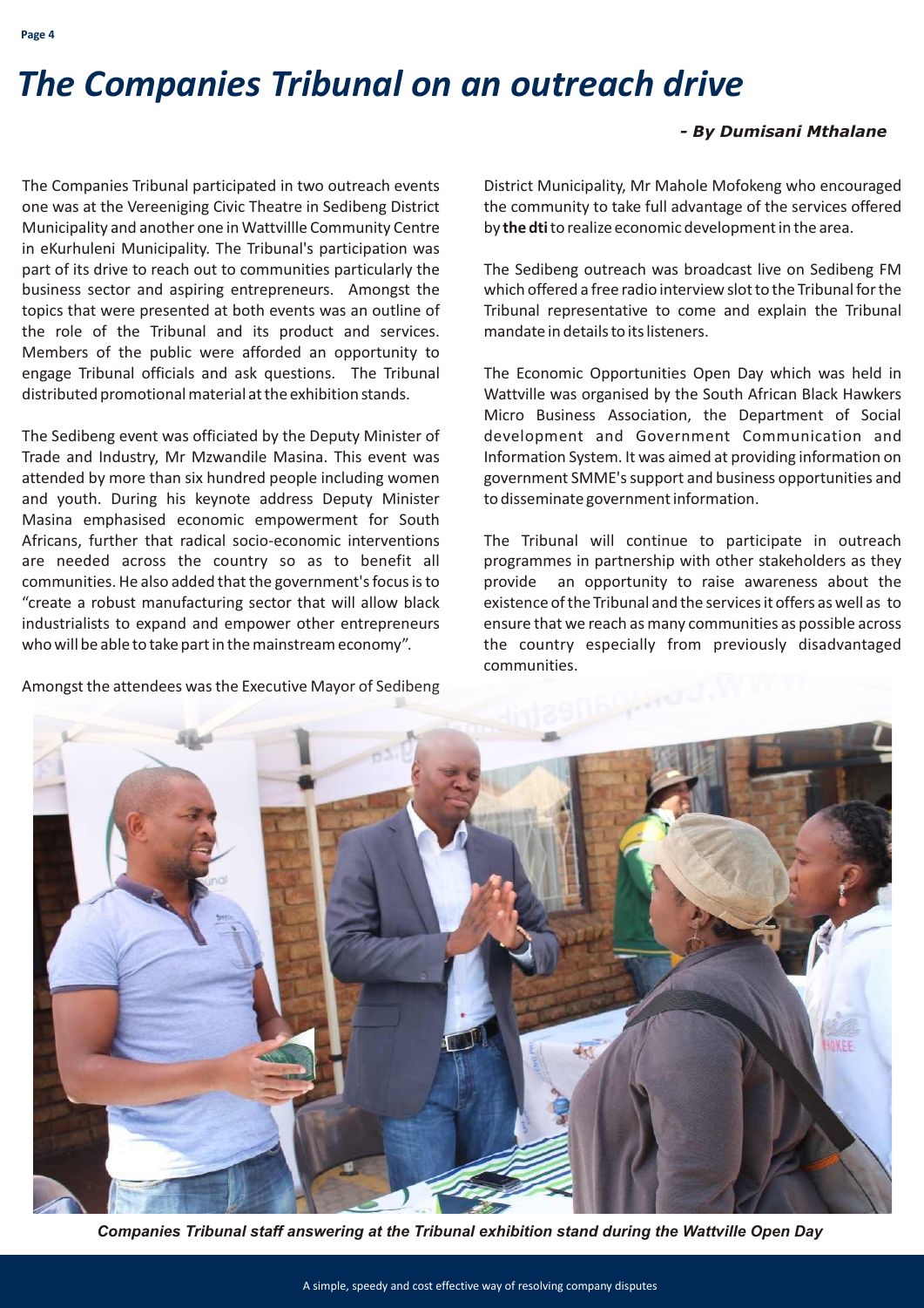# *The Companies Tribunal on an outreach drive*

***- By Dumisani Mthalane***

The Companies Tribunal participated in two outreach events one was at the Vereeniging Civic Theatre in Sedibeng District Municipality and another one in Wattvillle Community Centre in eKurhuleni Municipality. The Tribunal's participation was part of its drive to reach out to communities particularly the business sector and aspiring entrepreneurs. Amongst the topics that were presented at both events was an outline of the role of the Tribunal and its product and services. Members of the public were afforded an opportunity to engage Tribunal officials and ask questions. The Tribunal distributed promotional material at the exhibition stands.

The Sedibeng event was officiated by the Deputy Minister of Trade and Industry, Mr Mzwandile Masina. This event was attended by more than six hundred people including women and youth. During his keynote address Deputy Minister Masina emphasised economic empowerment for South Africans, further that radical socio-economic interventions are needed across the country so as to benefit all communities. He also added that the government's focus is to "create a robust manufacturing sector that will allow black industrialists to expand and empower other entrepreneurs who will be able to take part in the mainstream economy".

Amongst the attendees was the Executive Mayor of Sedibeng District Municipality, Mr Mahole Mofokeng who encouraged the community to take full advantage of the services offered by **the dti** to realize economic development in the area.

The Sedibeng outreach was broadcast live on Sedibeng FM which offered a free radio interview slot to the Tribunal for the Tribunal representative to come and explain the Tribunal mandate in details to its listeners.

The Economic Opportunities Open Day which was held in Wattville was organised by the South African Black Hawkers Micro Business Association, the Department of Social development and Government Communication and Information System. It was aimed at providing information on government SMME's support and business opportunities and to disseminate government information.

The Tribunal will continue to participate in outreach programmes in partnership with other stakeholders as they provide an opportunity to raise awareness about the existence of the Tribunal and the services it offers as well as to ensure that we reach as many communities as possible across the country especially from previously disadvantaged communities.

***Companies Tribunal staff answering at the Tribunal exhibition stand during the Wattville Open Day***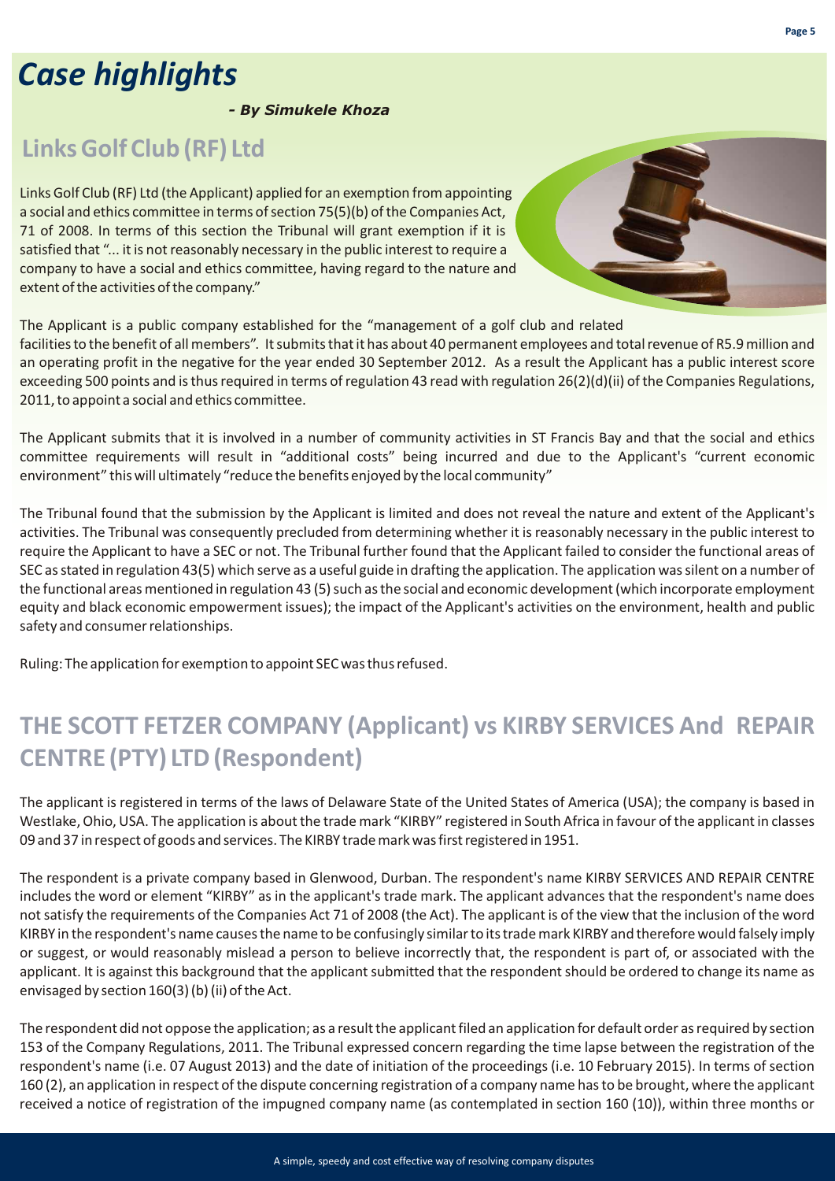# Case highlights

*- By Simukele Khoza*

## Links Golf Club (RF) Ltd

Links Golf Club (RF) Ltd (the Applicant) applied for an exemption from appointing a social and ethics committee in terms of section 75(5)(b) of the Companies Act, 71 of 2008. In terms of this section the Tribunal will grant exemption if it is satisfied that "... it is not reasonably necessary in the public interest to require a company to have a social and ethics committee, having regard to the nature and extent of the activities of the company."

The Applicant is a public company established for the "management of a golf club and related facilities to the benefit of all members". It submits that it has about 40 permanent employees and total revenue of R5.9 million and an operating profit in the negative for the year ended 30 September 2012. As a result the Applicant has a public interest score exceeding 500 points and is thus required in terms of regulation 43 read with regulation 26(2)(d)(ii) of the Companies Regulations, 2011, to appoint a social and ethics committee.

The Applicant submits that it is involved in a number of community activities in ST Francis Bay and that the social and ethics committee requirements will result in "additional costs" being incurred and due to the Applicant's "current economic environment" this will ultimately "reduce the benefits enjoyed by the local community"

The Tribunal found that the submission by the Applicant is limited and does not reveal the nature and extent of the Applicant's activities. The Tribunal was consequently precluded from determining whether it is reasonably necessary in the public interest to require the Applicant to have a SEC or not. The Tribunal further found that the Applicant failed to consider the functional areas of SEC as stated in regulation 43(5) which serve as a useful guide in drafting the application. The application was silent on a number of the functional areas mentioned in regulation 43 (5) such as the social and economic development (which incorporate employment equity and black economic empowerment issues); the impact of the Applicant's activities on the environment, health and public safety and consumer relationships.

Ruling: The application for exemption to appoint SEC was thus refused.

## THE SCOTT FETZER COMPANY (Applicant) vs KIRBY SERVICES And REPAIR CENTRE (PTY) LTD (Respondent)

The applicant is registered in terms of the laws of Delaware State of the United States of America (USA); the company is based in Westlake, Ohio, USA. The application is about the trade mark "KIRBY" registered in South Africa in favour of the applicant in classes 09 and 37 in respect of goods and services. The KIRBY trade mark was first registered in 1951.

The respondent is a private company based in Glenwood, Durban. The respondent's name KIRBY SERVICES AND REPAIR CENTRE includes the word or element "KIRBY" as in the applicant's trade mark. The applicant advances that the respondent's name does not satisfy the requirements of the Companies Act 71 of 2008 (the Act). The applicant is of the view that the inclusion of the word KIRBY in the respondent's name causes the name to be confusingly similar to its trade mark KIRBY and therefore would falsely imply or suggest, or would reasonably mislead a person to believe incorrectly that, the respondent is part of, or associated with the applicant. It is against this background that the applicant submitted that the respondent should be ordered to change its name as envisaged by section 160(3) (b) (ii) of the Act.

The respondent did not oppose the application; as a result the applicant filed an application for default order as required by section 153 of the Company Regulations, 2011. The Tribunal expressed concern regarding the time lapse between the registration of the respondent's name (i.e. 07 August 2013) and the date of initiation of the proceedings (i.e. 10 February 2015). In terms of section 160 (2), an application in respect of the dispute concerning registration of a company name has to be brought, where the applicant received a notice of registration of the impugned company name (as contemplated in section 160 (10)), within three months or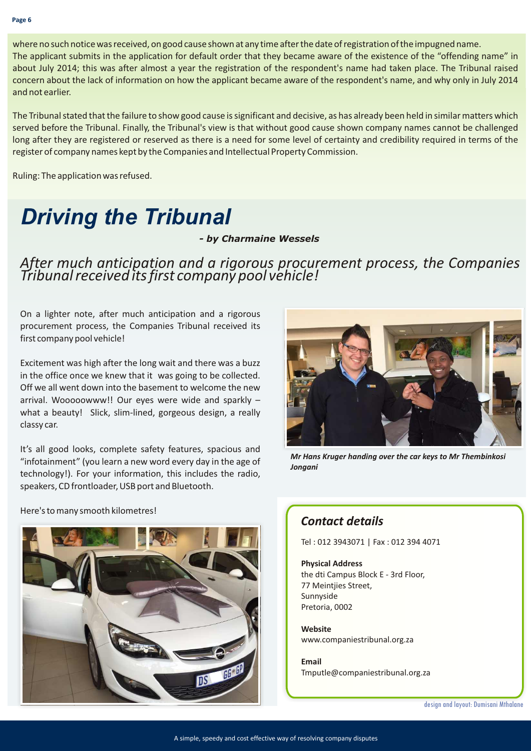where no such notice was received, on good cause shown at any time after the date of registration of the impugned name. The applicant submits in the application for default order that they became aware of the existence of the "offending name" in about July 2014; this was after almost a year the registration of the respondent's name had taken place. The Tribunal raised concern about the lack of information on how the applicant became aware of the respondent's name, and why only in July 2014 and not earlier.

The Tribunal stated that the failure to show good cause is significant and decisive, as has already been held in similar matters which served before the Tribunal. Finally, the Tribunal's view is that without good cause shown company names cannot be challenged long after they are registered or reserved as there is a need for some level of certainty and credibility required in terms of the register of company names kept by the Companies and Intellectual Property Commission.

Ruling: The application was refused.

# Driving the Tribunal

***- by Charmaine Wessels***

*After much anticipation and a rigorous procurement process, the Companies Tribunal received its first company pool vehicle!*

On a lighter note, after much anticipation and a rigorous procurement process, the Companies Tribunal received its first company pool vehicle!

Excitement was high after the long wait and there was a buzz in the office once we knew that it was going to be collected. Off we all went down into the basement to welcome the new arrival. Wooooowww!! Our eyes were wide and sparkly – what a beauty! Slick, slim-lined, gorgeous design, a really classy car.

It's all good looks, complete safety features, spacious and "infotainment" (you learn a new word every day in the age of technology!). For your information, this includes the radio, speakers, CD frontloader, USB port and Bluetooth.

Here's to many smooth kilometres!

*Mr Hans Kruger handing over the car keys to Mr Thembinkosi Jongani*

## Contact details

Tel : 012 3943071 | Fax : 012 394 4071

**Physical Address**
the dti Campus Block E - 3rd Floor,
77 Meintjies Street,
Sunnyside
Pretoria, 0002

**Website**
www.companiestribunal.org.za

**Email**
Tmputle@companiestribunal.org.za

design and layout: Dumisani Mthalane

A simple, speedy and cost effective way of resolving company disputes